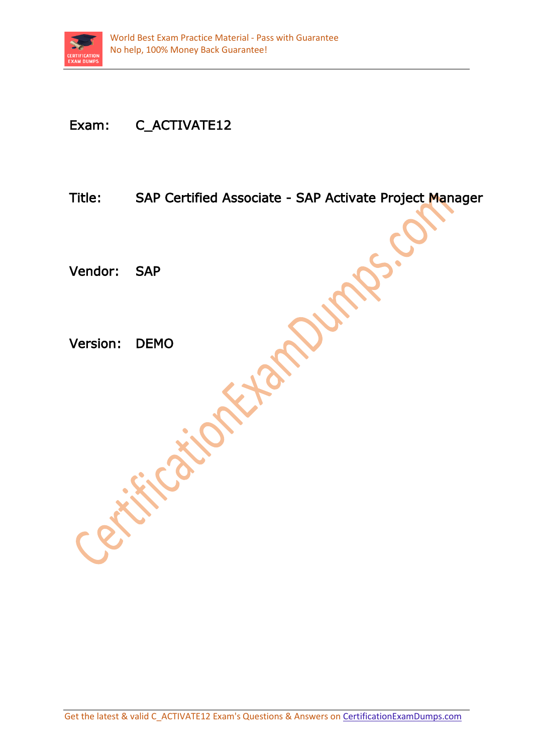Exam: C_ACTIVATE12

Title: SAP Certified Associate - SAP Activate Project Manager

Vendor: SAP

Version: DEMO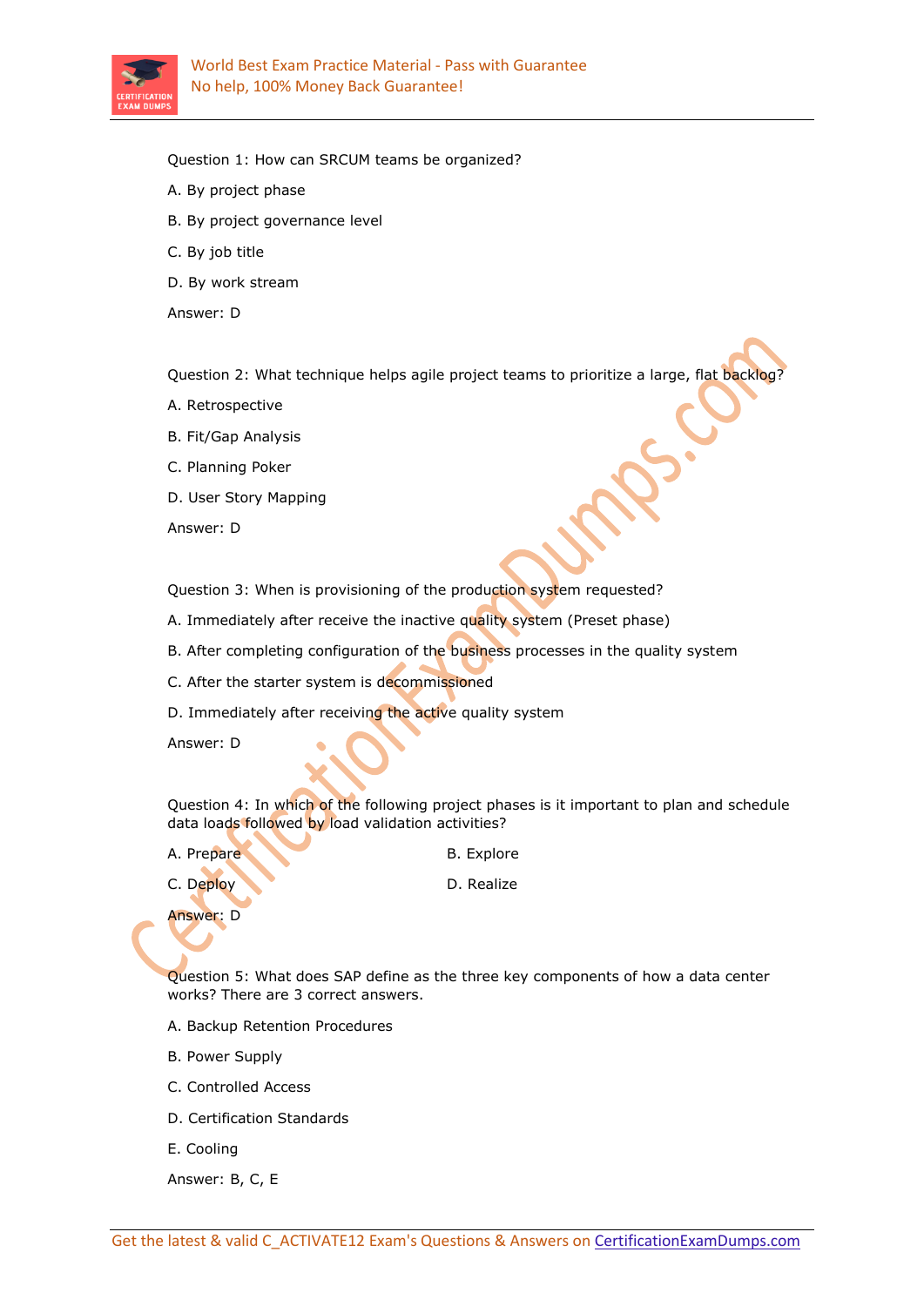Question 1: How can SRCUM teams be organized?

A. By project phase

B. By project governance level

C. By job title

D. By work stream

Answer: D

Question 2: What technique helps agile project teams to prioritize a large, flat backlog?

A. Retrospective

B. Fit/Gap Analysis

C. Planning Poker

D. User Story Mapping

Answer: D

Question 3: When is provisioning of the production system requested?

A. Immediately after receive the inactive quality system (Preset phase)

B. After completing configuration of the business processes in the quality system

C. After the starter system is decommissioned

D. Immediately after receiving the active quality system

Answer: D

Question 4: In which of the following project phases is it important to plan and schedule data loads followed by load validation activities?

A. Prepare

B. Explore

C. Deploy

D. Realize

Answer: D

Question 5: What does SAP define as the three key components of how a data center works? There are 3 correct answers.

A. Backup Retention Procedures

B. Power Supply

C. Controlled Access

D. Certification Standards

E. Cooling

Answer: B, C, E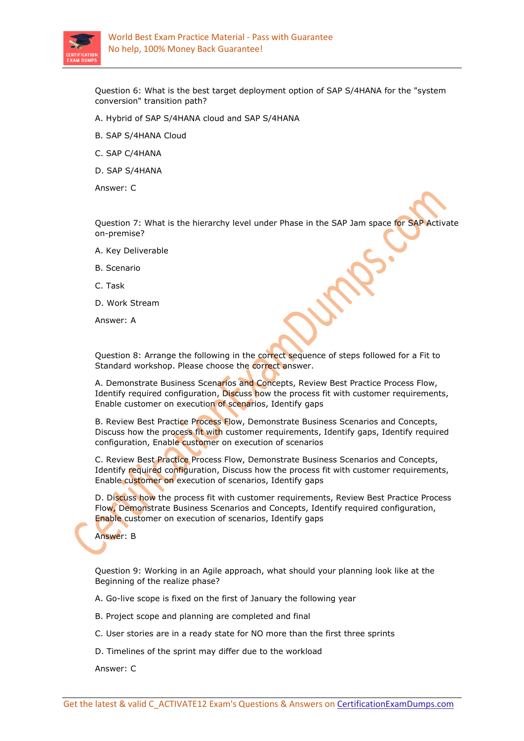Question 6: What is the best target deployment option of SAP S/4HANA for the "system conversion" transition path?

A. Hybrid of SAP S/4HANA cloud and SAP S/4HANA

B. SAP S/4HANA Cloud

C. SAP C/4HANA

D. SAP S/4HANA

Answer: C

Question 7: What is the hierarchy level under Phase in the SAP Jam space for SAP Activate on-premise?

A. Key Deliverable

B. Scenario

C. Task

D. Work Stream

Answer: A

Question 8: Arrange the following in the correct sequence of steps followed for a Fit to Standard workshop. Please choose the correct answer.

A. Demonstrate Business Scenarios and Concepts, Review Best Practice Process Flow, Identify required configuration, Discuss how the process fit with customer requirements, Enable customer on execution of scenarios, Identify gaps

B. Review Best Practice Process Flow, Demonstrate Business Scenarios and Concepts, Discuss how the process fit with customer requirements, Identify gaps, Identify required configuration, Enable customer on execution of scenarios

C. Review Best Practice Process Flow, Demonstrate Business Scenarios and Concepts, Identify required configuration, Discuss how the process fit with customer requirements, Enable customer on execution of scenarios, Identify gaps

D. Discuss how the process fit with customer requirements, Review Best Practice Process Flow, Demonstrate Business Scenarios and Concepts, Identify required configuration, Enable customer on execution of scenarios, Identify gaps

Answer: B

Question 9: Working in an Agile approach, what should your planning look like at the Beginning of the realize phase?

A. Go-live scope is fixed on the first of January the following year

B. Project scope and planning are completed and final

C. User stories are in a ready state for NO more than the first three sprints

D. Timelines of the sprint may differ due to the workload

Answer: C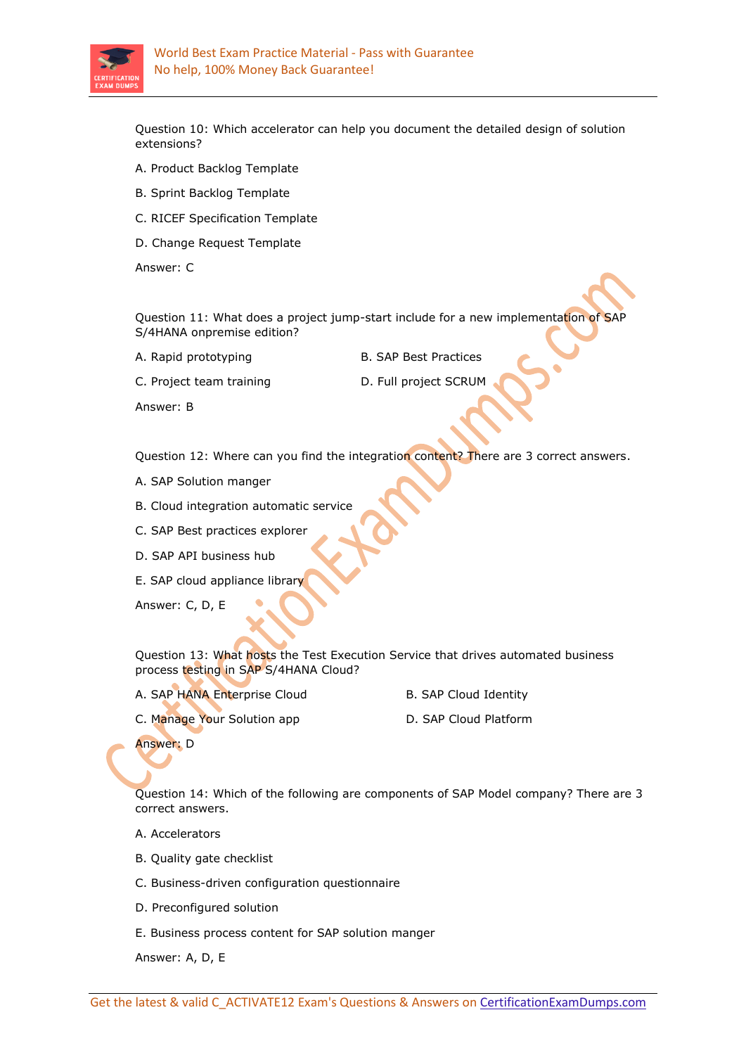Question 10: Which accelerator can help you document the detailed design of solution extensions?

A. Product Backlog Template

B. Sprint Backlog Template

C. RICEF Specification Template

D. Change Request Template

Answer: C

Question 11: What does a project jump-start include for a new implementation of SAP S/4HANA onpremise edition?

A. Rapid prototyping

B. SAP Best Practices

C. Project team training

D. Full project SCRUM

Answer: B

Question 12: Where can you find the integration content? There are 3 correct answers.

A. SAP Solution manger

B. Cloud integration automatic service

C. SAP Best practices explorer

D. SAP API business hub

E. SAP cloud appliance library

Answer: C, D, E

Question 13: What hosts the Test Execution Service that drives automated business process testing in SAP S/4HANA Cloud?

A. SAP HANA Enterprise Cloud

B. SAP Cloud Identity

C. Manage Your Solution app

D. SAP Cloud Platform

Answer: D

Question 14: Which of the following are components of SAP Model company? There are 3 correct answers.

A. Accelerators

B. Quality gate checklist

C. Business-driven configuration questionnaire

D. Preconfigured solution

E. Business process content for SAP solution manger

Answer: A, D, E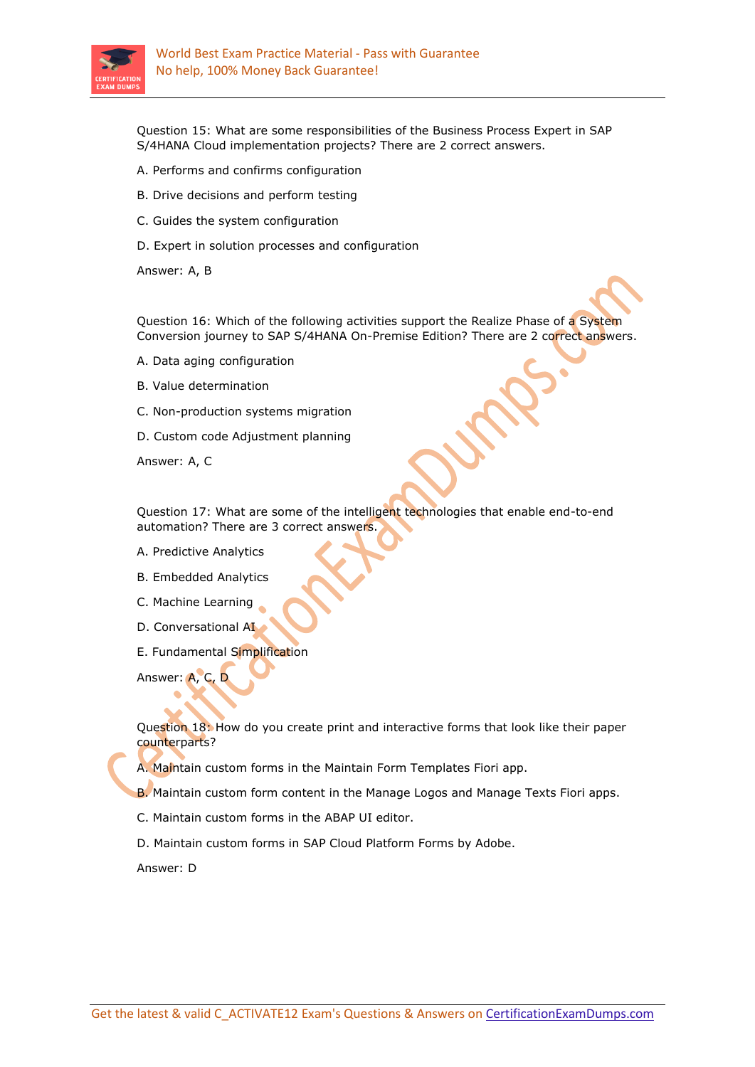Question 15: What are some responsibilities of the Business Process Expert in SAP S/4HANA Cloud implementation projects? There are 2 correct answers.

A. Performs and confirms configuration

B. Drive decisions and perform testing

C. Guides the system configuration

D. Expert in solution processes and configuration

Answer: A, B

Question 16: Which of the following activities support the Realize Phase of a System Conversion journey to SAP S/4HANA On-Premise Edition? There are 2 correct answers.

A. Data aging configuration

B. Value determination

C. Non-production systems migration

D. Custom code Adjustment planning

Answer: A, C

Question 17: What are some of the intelligent technologies that enable end-to-end automation? There are 3 correct answers.

A. Predictive Analytics

B. Embedded Analytics

C. Machine Learning

D. Conversational AI

E. Fundamental Simplification

Answer: A, C, D

Question 18: How do you create print and interactive forms that look like their paper counterparts?

A. Maintain custom forms in the Maintain Form Templates Fiori app.

B. Maintain custom form content in the Manage Logos and Manage Texts Fiori apps.

C. Maintain custom forms in the ABAP UI editor.

D. Maintain custom forms in SAP Cloud Platform Forms by Adobe.

Answer: D